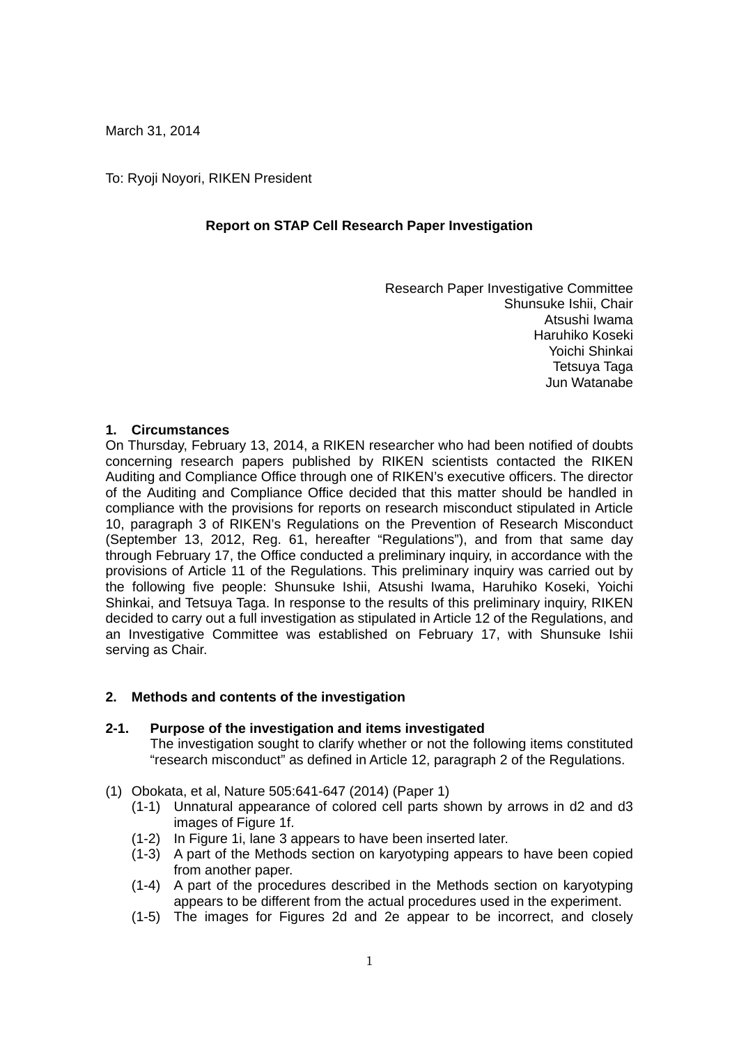March 31, 2014

To: Ryoji Noyori, RIKEN President

# Report on STAP Cell Research Paper Investigation

Research Paper Investigative Committee
Shunsuke Ishii, Chair
Atsushi Iwama
Haruhiko Koseki
Yoichi Shinkai
Tetsuya Taga
Jun Watanabe

## 1. Circumstances

On Thursday, February 13, 2014, a RIKEN researcher who had been notified of doubts concerning research papers published by RIKEN scientists contacted the RIKEN Auditing and Compliance Office through one of RIKEN's executive officers. The director of the Auditing and Compliance Office decided that this matter should be handled in compliance with the provisions for reports on research misconduct stipulated in Article 10, paragraph 3 of RIKEN's Regulations on the Prevention of Research Misconduct (September 13, 2012, Reg. 61, hereafter "Regulations"), and from that same day through February 17, the Office conducted a preliminary inquiry, in accordance with the provisions of Article 11 of the Regulations. This preliminary inquiry was carried out by the following five people: Shunsuke Ishii, Atsushi Iwama, Haruhiko Koseki, Yoichi Shinkai, and Tetsuya Taga. In response to the results of this preliminary inquiry, RIKEN decided to carry out a full investigation as stipulated in Article 12 of the Regulations, and an Investigative Committee was established on February 17, with Shunsuke Ishii serving as Chair.

## 2. Methods and contents of the investigation

### 2-1. Purpose of the investigation and items investigated

The investigation sought to clarify whether or not the following items constituted "research misconduct" as defined in Article 12, paragraph 2 of the Regulations.

(1) Obokata, et al, Nature 505:641-647 (2014) (Paper 1)
- (1-1) Unnatural appearance of colored cell parts shown by arrows in d2 and d3 images of Figure 1f.
- (1-2) In Figure 1i, lane 3 appears to have been inserted later.
- (1-3) A part of the Methods section on karyotyping appears to have been copied from another paper.
- (1-4) A part of the procedures described in the Methods section on karyotyping appears to be different from the actual procedures used in the experiment.
- (1-5) The images for Figures 2d and 2e appear to be incorrect, and closely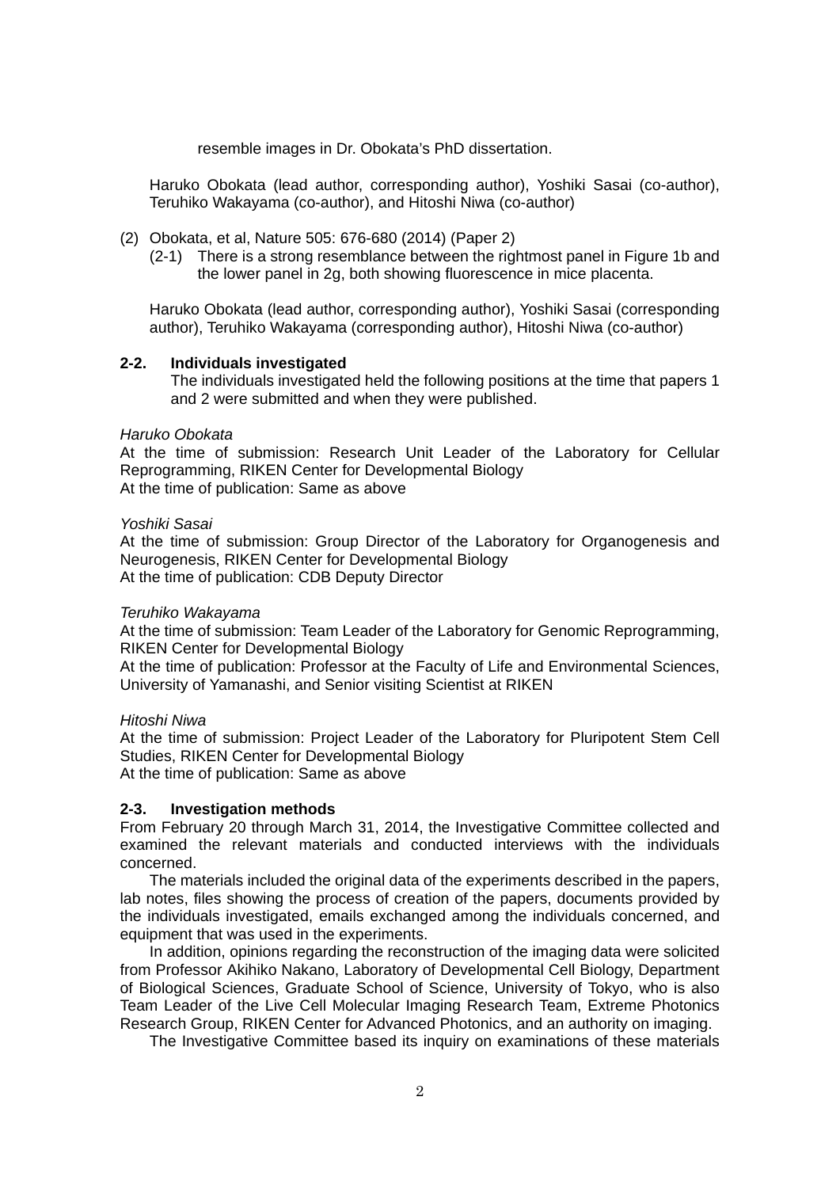resemble images in Dr. Obokata's PhD dissertation.

Haruko Obokata (lead author, corresponding author), Yoshiki Sasai (co-author), Teruhiko Wakayama (co-author), and Hitoshi Niwa (co-author)

(2) Obokata, et al, Nature 505: 676-680 (2014) (Paper 2)

(2-1) There is a strong resemblance between the rightmost panel in Figure 1b and the lower panel in 2g, both showing fluorescence in mice placenta.

Haruko Obokata (lead author, corresponding author), Yoshiki Sasai (corresponding author), Teruhiko Wakayama (corresponding author), Hitoshi Niwa (co-author)

**2-2. Individuals investigated**

The individuals investigated held the following positions at the time that papers 1 and 2 were submitted and when they were published.

*Haruko Obokata*

At the time of submission: Research Unit Leader of the Laboratory for Cellular Reprogramming, RIKEN Center for Developmental Biology

At the time of publication: Same as above

*Yoshiki Sasai*

At the time of submission: Group Director of the Laboratory for Organogenesis and Neurogenesis, RIKEN Center for Developmental Biology

At the time of publication: CDB Deputy Director

*Teruhiko Wakayama*

At the time of submission: Team Leader of the Laboratory for Genomic Reprogramming, RIKEN Center for Developmental Biology

At the time of publication: Professor at the Faculty of Life and Environmental Sciences, University of Yamanashi, and Senior visiting Scientist at RIKEN

*Hitoshi Niwa*

At the time of submission: Project Leader of the Laboratory for Pluripotent Stem Cell Studies, RIKEN Center for Developmental Biology

At the time of publication: Same as above

**2-3. Investigation methods**

From February 20 through March 31, 2014, the Investigative Committee collected and examined the relevant materials and conducted interviews with the individuals concerned.

The materials included the original data of the experiments described in the papers, lab notes, files showing the process of creation of the papers, documents provided by the individuals investigated, emails exchanged among the individuals concerned, and equipment that was used in the experiments.

In addition, opinions regarding the reconstruction of the imaging data were solicited from Professor Akihiko Nakano, Laboratory of Developmental Cell Biology, Department of Biological Sciences, Graduate School of Science, University of Tokyo, who is also Team Leader of the Live Cell Molecular Imaging Research Team, Extreme Photonics Research Group, RIKEN Center for Advanced Photonics, and an authority on imaging.

The Investigative Committee based its inquiry on examinations of these materials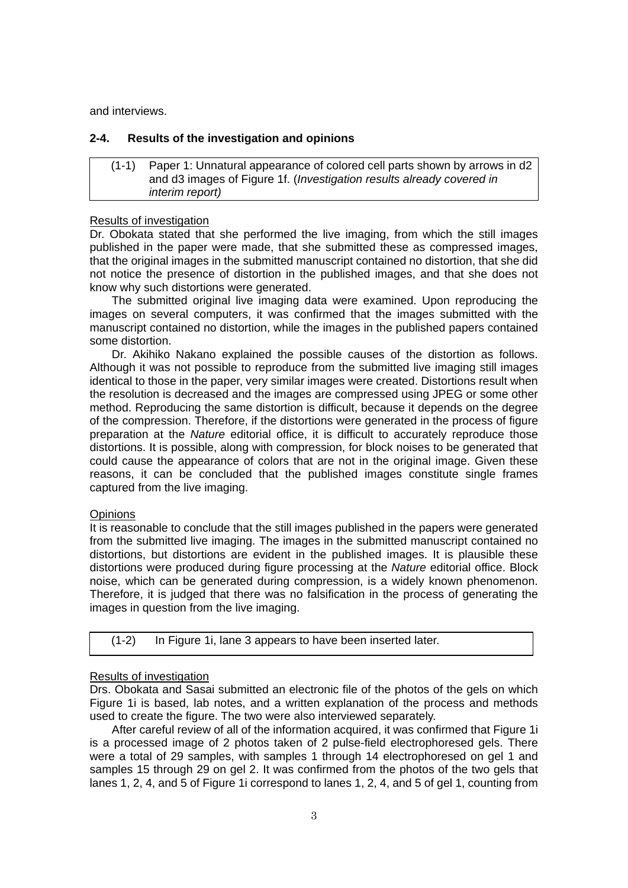and interviews.

### 2-4. Results of the investigation and opinions

(1-1) Paper 1: Unnatural appearance of colored cell parts shown by arrows in d2 and d3 images of Figure 1f. (*Investigation results already covered in interim report)*

Results of investigation

Dr. Obokata stated that she performed the live imaging, from which the still images published in the paper were made, that she submitted these as compressed images, that the original images in the submitted manuscript contained no distortion, that she did not notice the presence of distortion in the published images, and that she does not know why such distortions were generated.

The submitted original live imaging data were examined. Upon reproducing the images on several computers, it was confirmed that the images submitted with the manuscript contained no distortion, while the images in the published papers contained some distortion.

Dr. Akihiko Nakano explained the possible causes of the distortion as follows. Although it was not possible to reproduce from the submitted live imaging still images identical to those in the paper, very similar images were created. Distortions result when the resolution is decreased and the images are compressed using JPEG or some other method. Reproducing the same distortion is difficult, because it depends on the degree of the compression. Therefore, if the distortions were generated in the process of figure preparation at the *Nature* editorial office, it is difficult to accurately reproduce those distortions. It is possible, along with compression, for block noises to be generated that could cause the appearance of colors that are not in the original image. Given these reasons, it can be concluded that the published images constitute single frames captured from the live imaging.

Opinions

It is reasonable to conclude that the still images published in the papers were generated from the submitted live imaging. The images in the submitted manuscript contained no distortions, but distortions are evident in the published images. It is plausible these distortions were produced during figure processing at the *Nature* editorial office. Block noise, which can be generated during compression, is a widely known phenomenon. Therefore, it is judged that there was no falsification in the process of generating the images in question from the live imaging.

(1-2) In Figure 1i, lane 3 appears to have been inserted later.

Results of investigation

Drs. Obokata and Sasai submitted an electronic file of the photos of the gels on which Figure 1i is based, lab notes, and a written explanation of the process and methods used to create the figure. The two were also interviewed separately.

After careful review of all of the information acquired, it was confirmed that Figure 1i is a processed image of 2 photos taken of 2 pulse-field electrophoresed gels. There were a total of 29 samples, with samples 1 through 14 electrophoresed on gel 1 and samples 15 through 29 on gel 2. It was confirmed from the photos of the two gels that lanes 1, 2, 4, and 5 of Figure 1i correspond to lanes 1, 2, 4, and 5 of gel 1, counting from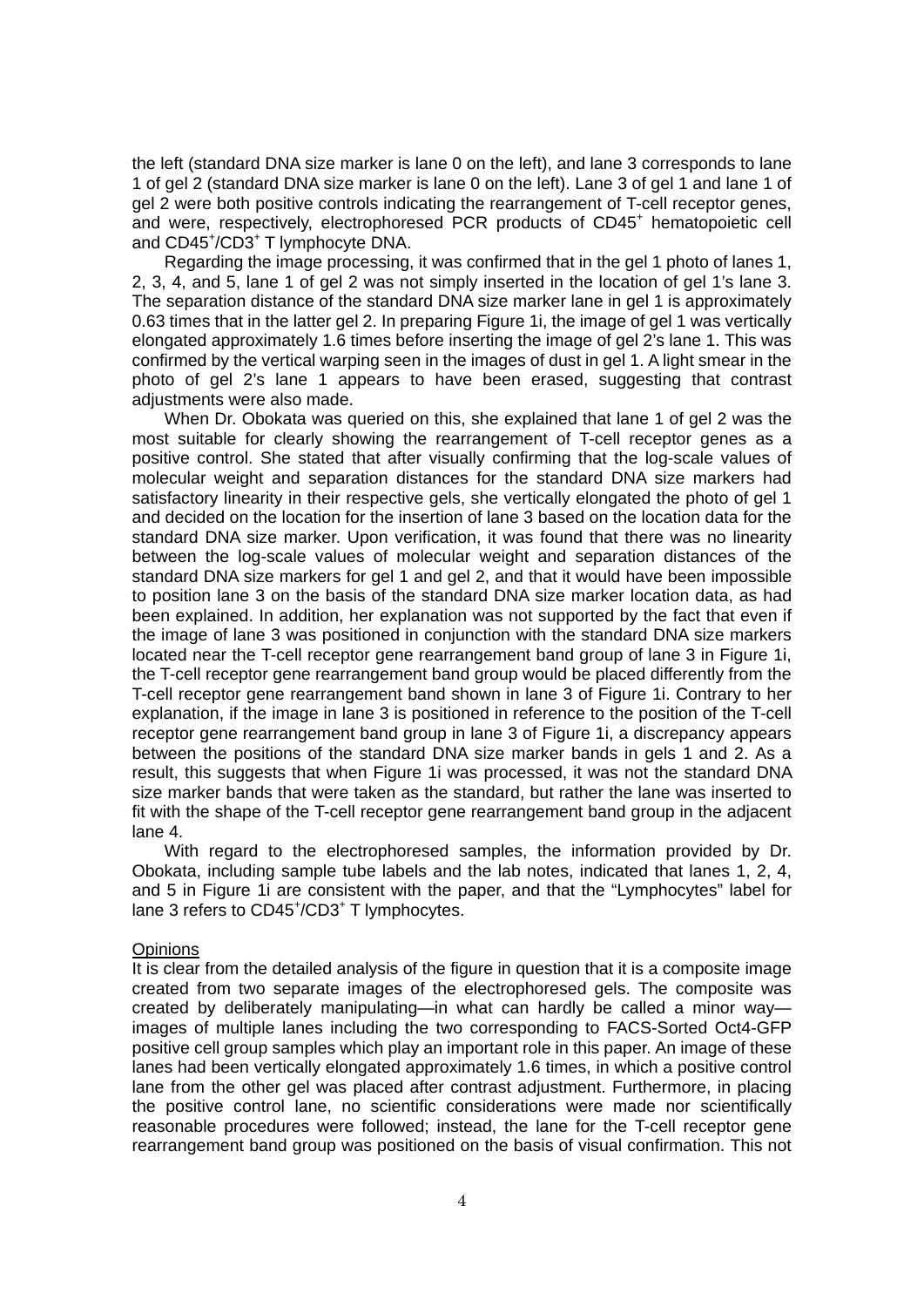the left (standard DNA size marker is lane 0 on the left), and lane 3 corresponds to lane 1 of gel 2 (standard DNA size marker is lane 0 on the left). Lane 3 of gel 1 and lane 1 of gel 2 were both positive controls indicating the rearrangement of T-cell receptor genes, and were, respectively, electrophoresed PCR products of $CD45^+$ hematopoietic cell and $CD45^+/CD3^+$ T lymphocyte DNA.

Regarding the image processing, it was confirmed that in the gel 1 photo of lanes 1, 2, 3, 4, and 5, lane 1 of gel 2 was not simply inserted in the location of gel 1's lane 3. The separation distance of the standard DNA size marker lane in gel 1 is approximately 0.63 times that in the latter gel 2. In preparing Figure 1i, the image of gel 1 was vertically elongated approximately 1.6 times before inserting the image of gel 2's lane 1. This was confirmed by the vertical warping seen in the images of dust in gel 1. A light smear in the photo of gel 2's lane 1 appears to have been erased, suggesting that contrast adjustments were also made.

When Dr. Obokata was queried on this, she explained that lane 1 of gel 2 was the most suitable for clearly showing the rearrangement of T-cell receptor genes as a positive control. She stated that after visually confirming that the log-scale values of molecular weight and separation distances for the standard DNA size markers had satisfactory linearity in their respective gels, she vertically elongated the photo of gel 1 and decided on the location for the insertion of lane 3 based on the location data for the standard DNA size marker. Upon verification, it was found that there was no linearity between the log-scale values of molecular weight and separation distances of the standard DNA size markers for gel 1 and gel 2, and that it would have been impossible to position lane 3 on the basis of the standard DNA size marker location data, as had been explained. In addition, her explanation was not supported by the fact that even if the image of lane 3 was positioned in conjunction with the standard DNA size markers located near the T-cell receptor gene rearrangement band group of lane 3 in Figure 1i, the T-cell receptor gene rearrangement band group would be placed differently from the T-cell receptor gene rearrangement band shown in lane 3 of Figure 1i. Contrary to her explanation, if the image in lane 3 is positioned in reference to the position of the T-cell receptor gene rearrangement band group in lane 3 of Figure 1i, a discrepancy appears between the positions of the standard DNA size marker bands in gels 1 and 2. As a result, this suggests that when Figure 1i was processed, it was not the standard DNA size marker bands that were taken as the standard, but rather the lane was inserted to fit with the shape of the T-cell receptor gene rearrangement band group in the adjacent lane 4.

With regard to the electrophoresed samples, the information provided by Dr. Obokata, including sample tube labels and the lab notes, indicated that lanes 1, 2, 4, and 5 in Figure 1i are consistent with the paper, and that the "Lymphocytes" label for lane 3 refers to $CD45^+/CD3^+$ T lymphocytes.

Opinions

It is clear from the detailed analysis of the figure in question that it is a composite image created from two separate images of the electrophoresed gels. The composite was created by deliberately manipulating—in what can hardly be called a minor way—images of multiple lanes including the two corresponding to FACS-Sorted Oct4-GFP positive cell group samples which play an important role in this paper. An image of these lanes had been vertically elongated approximately 1.6 times, in which a positive control lane from the other gel was placed after contrast adjustment. Furthermore, in placing the positive control lane, no scientific considerations were made nor scientifically reasonable procedures were followed; instead, the lane for the T-cell receptor gene rearrangement band group was positioned on the basis of visual confirmation. This not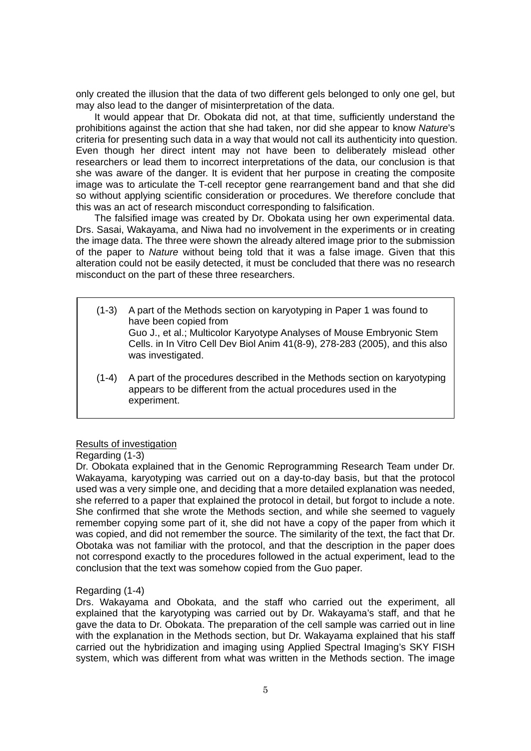only created the illusion that the data of two different gels belonged to only one gel, but may also lead to the danger of misinterpretation of the data.

It would appear that Dr. Obokata did not, at that time, sufficiently understand the prohibitions against the action that she had taken, nor did she appear to know *Nature*'s criteria for presenting such data in a way that would not call its authenticity into question. Even though her direct intent may not have been to deliberately mislead other researchers or lead them to incorrect interpretations of the data, our conclusion is that she was aware of the danger. It is evident that her purpose in creating the composite image was to articulate the T-cell receptor gene rearrangement band and that she did so without applying scientific consideration or procedures. We therefore conclude that this was an act of research misconduct corresponding to falsification.

The falsified image was created by Dr. Obokata using her own experimental data. Drs. Sasai, Wakayama, and Niwa had no involvement in the experiments or in creating the image data. The three were shown the already altered image prior to the submission of the paper to *Nature* without being told that it was a false image. Given that this alteration could not be easily detected, it must be concluded that there was no research misconduct on the part of these three researchers.

(1-3) A part of the Methods section on karyotyping in Paper 1 was found to have been copied from
Guo J., et al.; Multicolor Karyotype Analyses of Mouse Embryonic Stem Cells. in In Vitro Cell Dev Biol Anim 41(8-9), 278-283 (2005), and this also was investigated.

(1-4) A part of the procedures described in the Methods section on karyotyping appears to be different from the actual procedures used in the experiment.

Results of investigation

Regarding (1-3)

Dr. Obokata explained that in the Genomic Reprogramming Research Team under Dr. Wakayama, karyotyping was carried out on a day-to-day basis, but that the protocol used was a very simple one, and deciding that a more detailed explanation was needed, she referred to a paper that explained the protocol in detail, but forgot to include a note. She confirmed that she wrote the Methods section, and while she seemed to vaguely remember copying some part of it, she did not have a copy of the paper from which it was copied, and did not remember the source. The similarity of the text, the fact that Dr. Obotaka was not familiar with the protocol, and that the description in the paper does not correspond exactly to the procedures followed in the actual experiment, lead to the conclusion that the text was somehow copied from the Guo paper.

Regarding (1-4)

Drs. Wakayama and Obokata, and the staff who carried out the experiment, all explained that the karyotyping was carried out by Dr. Wakayama's staff, and that he gave the data to Dr. Obokata. The preparation of the cell sample was carried out in line with the explanation in the Methods section, but Dr. Wakayama explained that his staff carried out the hybridization and imaging using Applied Spectral Imaging's SKY FISH system, which was different from what was written in the Methods section. The image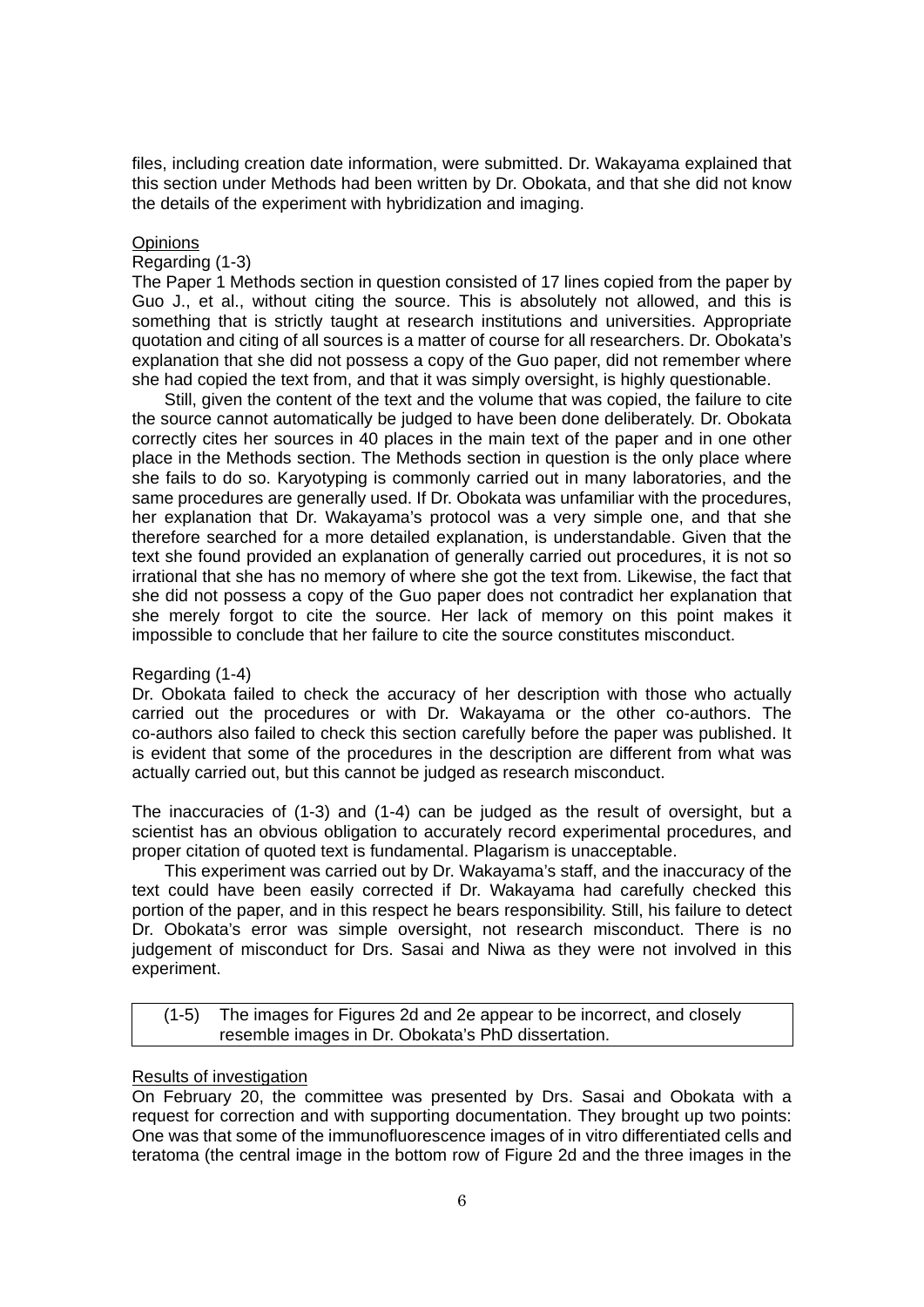files, including creation date information, were submitted. Dr. Wakayama explained that this section under Methods had been written by Dr. Obokata, and that she did not know the details of the experiment with hybridization and imaging.

<u>Opinions</u>

Regarding (1-3)

The Paper 1 Methods section in question consisted of 17 lines copied from the paper by Guo J., et al., without citing the source. This is absolutely not allowed, and this is something that is strictly taught at research institutions and universities. Appropriate quotation and citing of all sources is a matter of course for all researchers. Dr. Obokata's explanation that she did not possess a copy of the Guo paper, did not remember where she had copied the text from, and that it was simply oversight, is highly questionable.

Still, given the content of the text and the volume that was copied, the failure to cite the source cannot automatically be judged to have been done deliberately. Dr. Obokata correctly cites her sources in 40 places in the main text of the paper and in one other place in the Methods section. The Methods section in question is the only place where she fails to do so. Karyotyping is commonly carried out in many laboratories, and the same procedures are generally used. If Dr. Obokata was unfamiliar with the procedures, her explanation that Dr. Wakayama's protocol was a very simple one, and that she therefore searched for a more detailed explanation, is understandable. Given that the text she found provided an explanation of generally carried out procedures, it is not so irrational that she has no memory of where she got the text from. Likewise, the fact that she did not possess a copy of the Guo paper does not contradict her explanation that she merely forgot to cite the source. Her lack of memory on this point makes it impossible to conclude that her failure to cite the source constitutes misconduct.

Regarding (1-4)

Dr. Obokata failed to check the accuracy of her description with those who actually carried out the procedures or with Dr. Wakayama or the other co-authors. The co-authors also failed to check this section carefully before the paper was published. It is evident that some of the procedures in the description are different from what was actually carried out, but this cannot be judged as research misconduct.

The inaccuracies of (1-3) and (1-4) can be judged as the result of oversight, but a scientist has an obvious obligation to accurately record experimental procedures, and proper citation of quoted text is fundamental. Plagarism is unacceptable.

This experiment was carried out by Dr. Wakayama's staff, and the inaccuracy of the text could have been easily corrected if Dr. Wakayama had carefully checked this portion of the paper, and in this respect he bears responsibility. Still, his failure to detect Dr. Obokata's error was simple oversight, not research misconduct. There is no judgement of misconduct for Drs. Sasai and Niwa as they were not involved in this experiment.

| (1-5) The images for Figures 2d and 2e appear to be incorrect, and closely resemble images in Dr. Obokata's PhD dissertation. |
|---|

<u>Results of investigation</u>

On February 20, the committee was presented by Drs. Sasai and Obokata with a request for correction and with supporting documentation. They brought up two points: One was that some of the immunofluorescence images of in vitro differentiated cells and teratoma (the central image in the bottom row of Figure 2d and the three images in the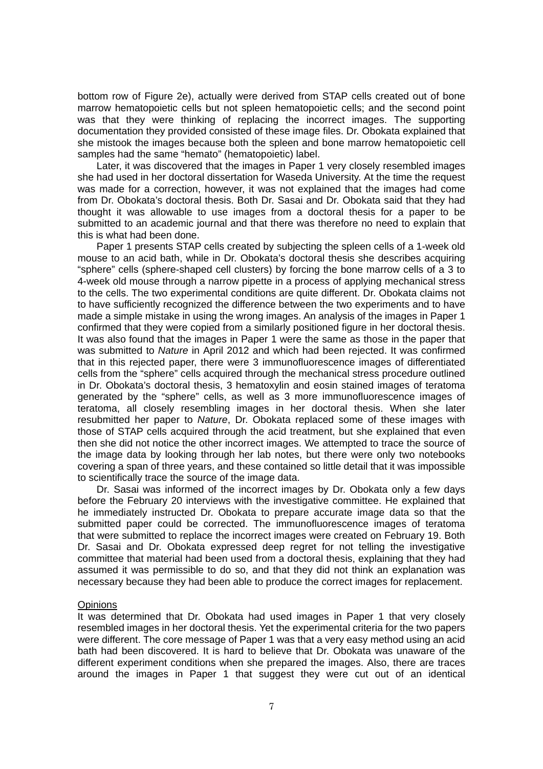bottom row of Figure 2e), actually were derived from STAP cells created out of bone marrow hematopoietic cells but not spleen hematopoietic cells; and the second point was that they were thinking of replacing the incorrect images. The supporting documentation they provided consisted of these image files. Dr. Obokata explained that she mistook the images because both the spleen and bone marrow hematopoietic cell samples had the same "hemato" (hematopoietic) label.

Later, it was discovered that the images in Paper 1 very closely resembled images she had used in her doctoral dissertation for Waseda University. At the time the request was made for a correction, however, it was not explained that the images had come from Dr. Obokata's doctoral thesis. Both Dr. Sasai and Dr. Obokata said that they had thought it was allowable to use images from a doctoral thesis for a paper to be submitted to an academic journal and that there was therefore no need to explain that this is what had been done.

Paper 1 presents STAP cells created by subjecting the spleen cells of a 1-week old mouse to an acid bath, while in Dr. Obokata's doctoral thesis she describes acquiring "sphere" cells (sphere-shaped cell clusters) by forcing the bone marrow cells of a 3 to 4-week old mouse through a narrow pipette in a process of applying mechanical stress to the cells. The two experimental conditions are quite different. Dr. Obokata claims not to have sufficiently recognized the difference between the two experiments and to have made a simple mistake in using the wrong images. An analysis of the images in Paper 1 confirmed that they were copied from a similarly positioned figure in her doctoral thesis. It was also found that the images in Paper 1 were the same as those in the paper that was submitted to *Nature* in April 2012 and which had been rejected. It was confirmed that in this rejected paper, there were 3 immunofluorescence images of differentiated cells from the "sphere" cells acquired through the mechanical stress procedure outlined in Dr. Obokata's doctoral thesis, 3 hematoxylin and eosin stained images of teratoma generated by the "sphere" cells, as well as 3 more immunofluorescence images of teratoma, all closely resembling images in her doctoral thesis. When she later resubmitted her paper to *Nature*, Dr. Obokata replaced some of these images with those of STAP cells acquired through the acid treatment, but she explained that even then she did not notice the other incorrect images. We attempted to trace the source of the image data by looking through her lab notes, but there were only two notebooks covering a span of three years, and these contained so little detail that it was impossible to scientifically trace the source of the image data.

Dr. Sasai was informed of the incorrect images by Dr. Obokata only a few days before the February 20 interviews with the investigative committee. He explained that he immediately instructed Dr. Obokata to prepare accurate image data so that the submitted paper could be corrected. The immunofluorescence images of teratoma that were submitted to replace the incorrect images were created on February 19. Both Dr. Sasai and Dr. Obokata expressed deep regret for not telling the investigative committee that material had been used from a doctoral thesis, explaining that they had assumed it was permissible to do so, and that they did not think an explanation was necessary because they had been able to produce the correct images for replacement.

Opinions

It was determined that Dr. Obokata had used images in Paper 1 that very closely resembled images in her doctoral thesis. Yet the experimental criteria for the two papers were different. The core message of Paper 1 was that a very easy method using an acid bath had been discovered. It is hard to believe that Dr. Obokata was unaware of the different experiment conditions when she prepared the images. Also, there are traces around the images in Paper 1 that suggest they were cut out of an identical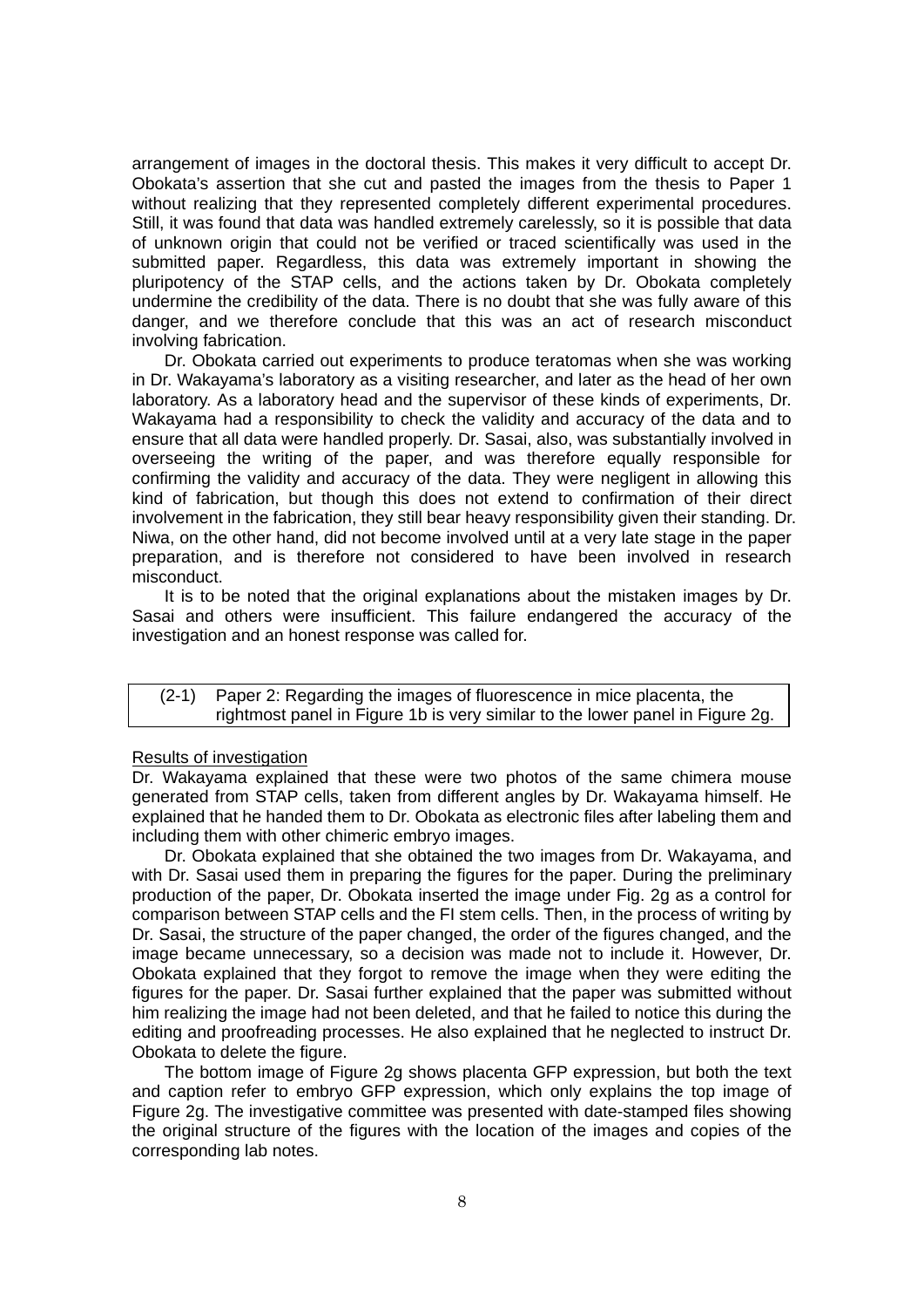arrangement of images in the doctoral thesis. This makes it very difficult to accept Dr. Obokata's assertion that she cut and pasted the images from the thesis to Paper 1 without realizing that they represented completely different experimental procedures. Still, it was found that data was handled extremely carelessly, so it is possible that data of unknown origin that could not be verified or traced scientifically was used in the submitted paper. Regardless, this data was extremely important in showing the pluripotency of the STAP cells, and the actions taken by Dr. Obokata completely undermine the credibility of the data. There is no doubt that she was fully aware of this danger, and we therefore conclude that this was an act of research misconduct involving fabrication.

Dr. Obokata carried out experiments to produce teratomas when she was working in Dr. Wakayama's laboratory as a visiting researcher, and later as the head of her own laboratory. As a laboratory head and the supervisor of these kinds of experiments, Dr. Wakayama had a responsibility to check the validity and accuracy of the data and to ensure that all data were handled properly. Dr. Sasai, also, was substantially involved in overseeing the writing of the paper, and was therefore equally responsible for confirming the validity and accuracy of the data. They were negligent in allowing this kind of fabrication, but though this does not extend to confirmation of their direct involvement in the fabrication, they still bear heavy responsibility given their standing. Dr. Niwa, on the other hand, did not become involved until at a very late stage in the paper preparation, and is therefore not considered to have been involved in research misconduct.

It is to be noted that the original explanations about the mistaken images by Dr. Sasai and others were insufficient. This failure endangered the accuracy of the investigation and an honest response was called for.

| (2-1) | Paper 2: Regarding the images of fluorescence in mice placenta, the rightmost panel in Figure 1b is very similar to the lower panel in Figure 2g. |
|---|---|

Results of investigation

Dr. Wakayama explained that these were two photos of the same chimera mouse generated from STAP cells, taken from different angles by Dr. Wakayama himself. He explained that he handed them to Dr. Obokata as electronic files after labeling them and including them with other chimeric embryo images.

Dr. Obokata explained that she obtained the two images from Dr. Wakayama, and with Dr. Sasai used them in preparing the figures for the paper. During the preliminary production of the paper, Dr. Obokata inserted the image under Fig. 2g as a control for comparison between STAP cells and the FI stem cells. Then, in the process of writing by Dr. Sasai, the structure of the paper changed, the order of the figures changed, and the image became unnecessary, so a decision was made not to include it. However, Dr. Obokata explained that they forgot to remove the image when they were editing the figures for the paper. Dr. Sasai further explained that the paper was submitted without him realizing the image had not been deleted, and that he failed to notice this during the editing and proofreading processes. He also explained that he neglected to instruct Dr. Obokata to delete the figure.

The bottom image of Figure 2g shows placenta GFP expression, but both the text and caption refer to embryo GFP expression, which only explains the top image of Figure 2g. The investigative committee was presented with date-stamped files showing the original structure of the figures with the location of the images and copies of the corresponding lab notes.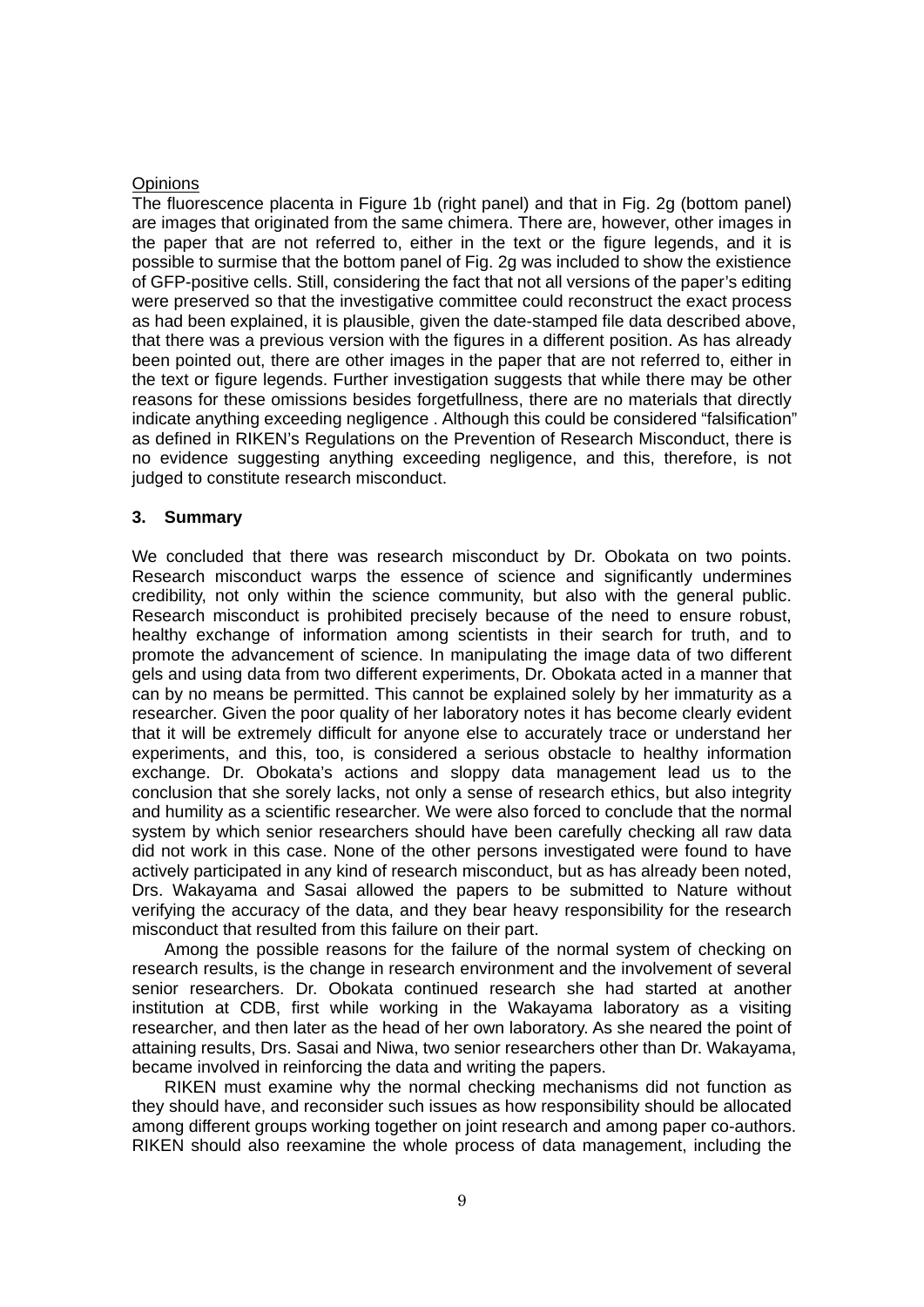Opinions

The fluorescence placenta in Figure 1b (right panel) and that in Fig. 2g (bottom panel) are images that originated from the same chimera. There are, however, other images in the paper that are not referred to, either in the text or the figure legends, and it is possible to surmise that the bottom panel of Fig. 2g was included to show the existience of GFP-positive cells. Still, considering the fact that not all versions of the paper's editing were preserved so that the investigative committee could reconstruct the exact process as had been explained, it is plausible, given the date-stamped file data described above, that there was a previous version with the figures in a different position. As has already been pointed out, there are other images in the paper that are not referred to, either in the text or figure legends. Further investigation suggests that while there may be other reasons for these omissions besides forgetfullness, there are no materials that directly indicate anything exceeding negligence . Although this could be considered "falsification" as defined in RIKEN's Regulations on the Prevention of Research Misconduct, there is no evidence suggesting anything exceeding negligence, and this, therefore, is not judged to constitute research misconduct.

## 3. Summary

We concluded that there was research misconduct by Dr. Obokata on two points. Research misconduct warps the essence of science and significantly undermines credibility, not only within the science community, but also with the general public. Research misconduct is prohibited precisely because of the need to ensure robust, healthy exchange of information among scientists in their search for truth, and to promote the advancement of science. In manipulating the image data of two different gels and using data from two different experiments, Dr. Obokata acted in a manner that can by no means be permitted. This cannot be explained solely by her immaturity as a researcher. Given the poor quality of her laboratory notes it has become clearly evident that it will be extremely difficult for anyone else to accurately trace or understand her experiments, and this, too, is considered a serious obstacle to healthy information exchange. Dr. Obokata's actions and sloppy data management lead us to the conclusion that she sorely lacks, not only a sense of research ethics, but also integrity and humility as a scientific researcher. We were also forced to conclude that the normal system by which senior researchers should have been carefully checking all raw data did not work in this case. None of the other persons investigated were found to have actively participated in any kind of research misconduct, but as has already been noted, Drs. Wakayama and Sasai allowed the papers to be submitted to Nature without verifying the accuracy of the data, and they bear heavy responsibility for the research misconduct that resulted from this failure on their part.

Among the possible reasons for the failure of the normal system of checking on research results, is the change in research environment and the involvement of several senior researchers. Dr. Obokata continued research she had started at another institution at CDB, first while working in the Wakayama laboratory as a visiting researcher, and then later as the head of her own laboratory. As she neared the point of attaining results, Drs. Sasai and Niwa, two senior researchers other than Dr. Wakayama, became involved in reinforcing the data and writing the papers.

RIKEN must examine why the normal checking mechanisms did not function as they should have, and reconsider such issues as how responsibility should be allocated among different groups working together on joint research and among paper co-authors. RIKEN should also reexamine the whole process of data management, including the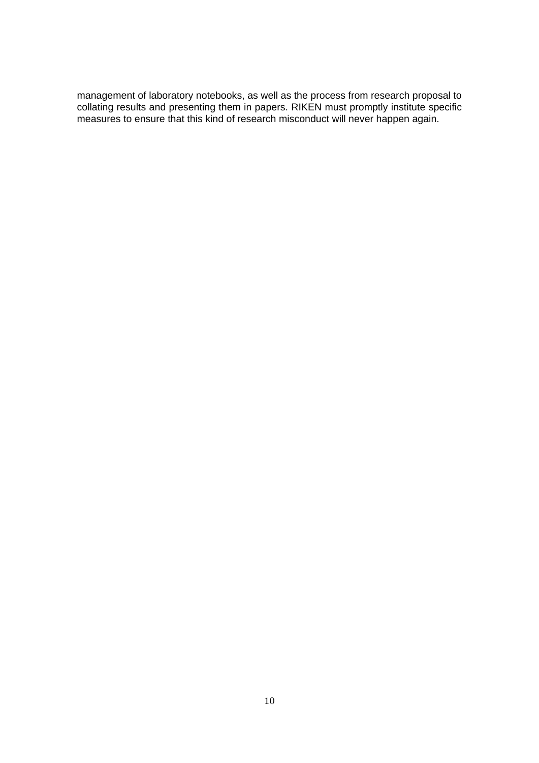management of laboratory notebooks, as well as the process from research proposal to collating results and presenting them in papers. RIKEN must promptly institute specific measures to ensure that this kind of research misconduct will never happen again.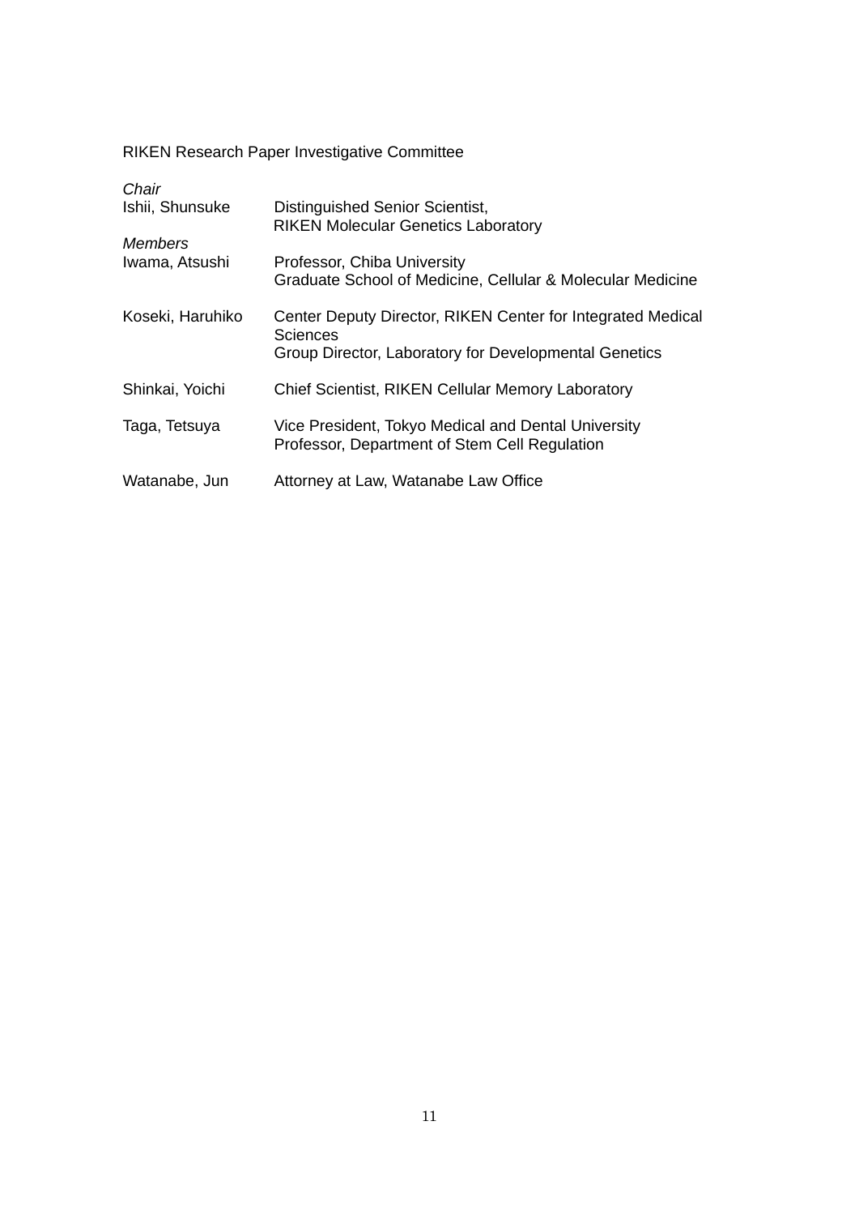RIKEN Research Paper Investigative Committee

*Chair*

| | |
|---|---|
| Ishii, Shunsuke | Distinguished Senior Scientist,<br>RIKEN Molecular Genetics Laboratory |

*Members*

| | |
|---|---|
| Iwama, Atsushi | Professor, Chiba University<br>Graduate School of Medicine, Cellular & Molecular Medicine |
| Koseki, Haruhiko | Center Deputy Director, RIKEN Center for Integrated Medical Sciences<br>Group Director, Laboratory for Developmental Genetics |
| Shinkai, Yoichi | Chief Scientist, RIKEN Cellular Memory Laboratory |
| Taga, Tetsuya | Vice President, Tokyo Medical and Dental University<br>Professor, Department of Stem Cell Regulation |
| Watanabe, Jun | Attorney at Law, Watanabe Law Office |